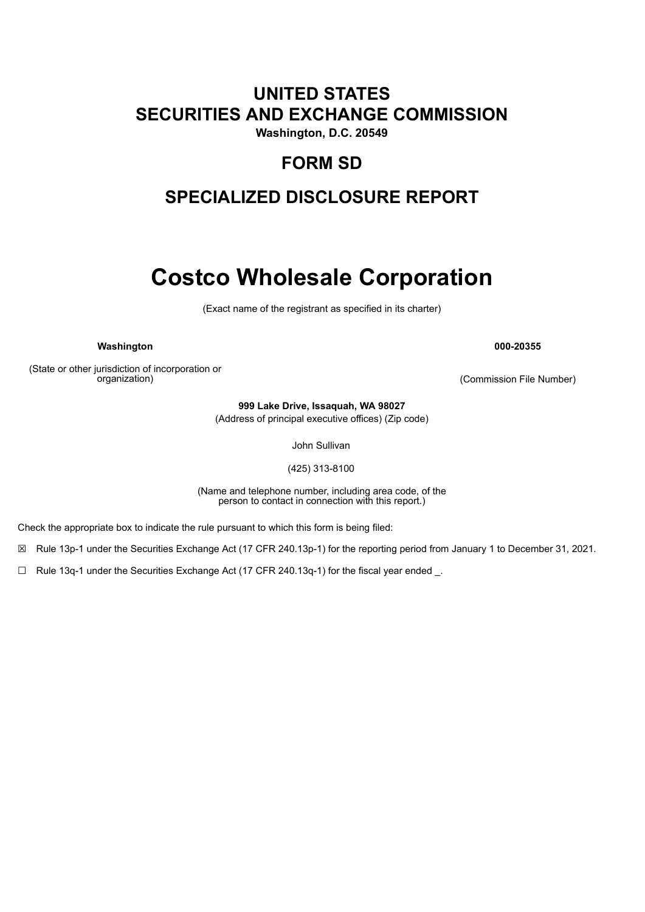# UNITED STATES
# SECURITIES AND EXCHANGE COMMISSION

**Washington, D.C. 20549**

## FORM SD

## SPECIALIZED DISCLOSURE REPORT

# Costco Wholesale Corporation

(Exact name of the registrant as specified in its charter)

| | |
|---|---|
| **Washington** | **000-20355** |
| (State or other jurisdiction of incorporation or organization) | (Commission File Number) |

**999 Lake Drive, Issaquah, WA 98027**
(Address of principal executive offices) (Zip code)

John Sullivan

(425) 313-8100

(Name and telephone number, including area code, of the person to contact in connection with this report.)

Check the appropriate box to indicate the rule pursuant to which this form is being filed:

☒ Rule 13p-1 under the Securities Exchange Act (17 CFR 240.13p-1) for the reporting period from January 1 to December 31, 2021.

☐ Rule 13q-1 under the Securities Exchange Act (17 CFR 240.13q-1) for the fiscal year ended _.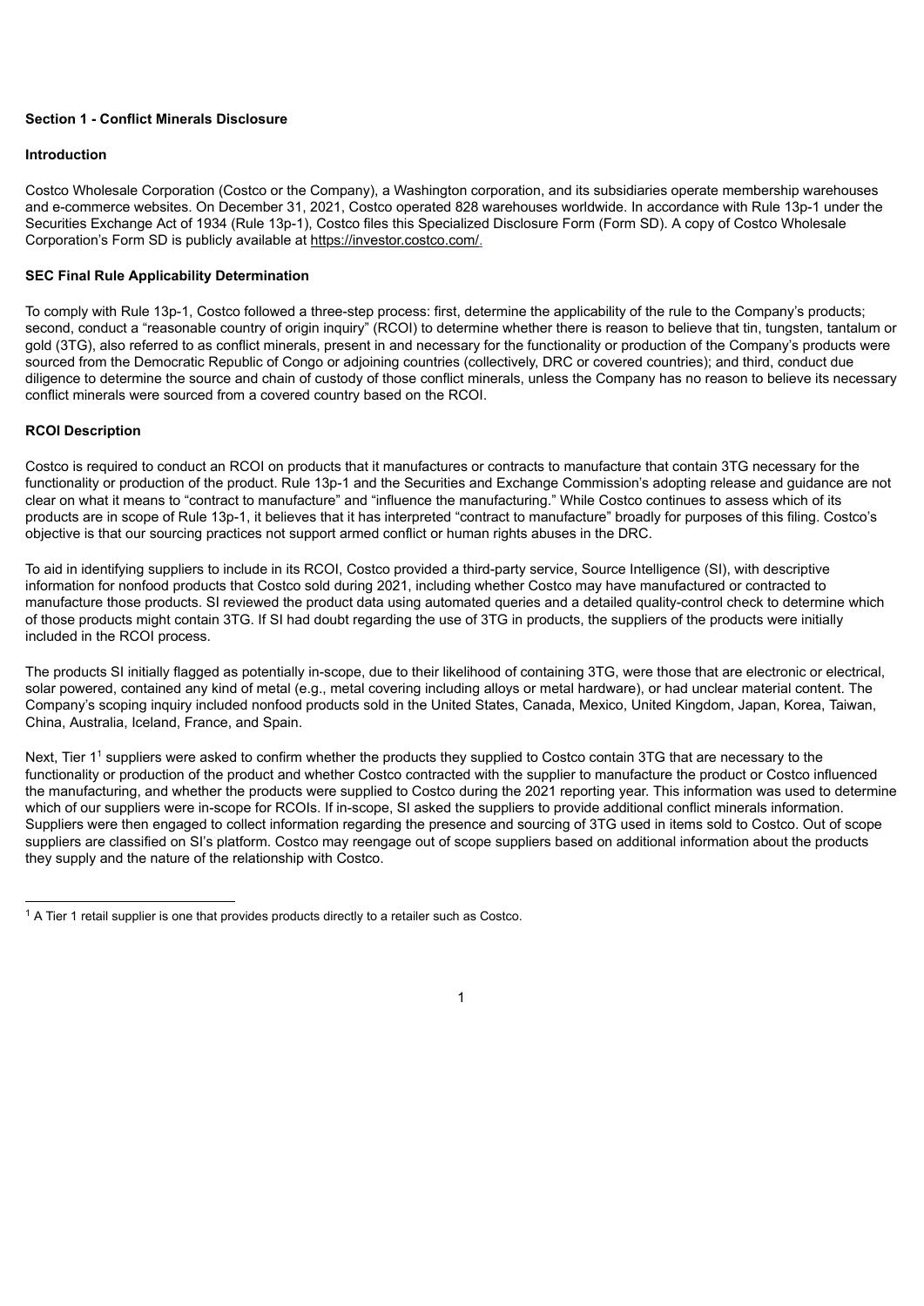### Section 1 - Conflict Minerals Disclosure

### Introduction

Costco Wholesale Corporation (Costco or the Company), a Washington corporation, and its subsidiaries operate membership warehouses and e-commerce websites. On December 31, 2021, Costco operated 828 warehouses worldwide. In accordance with Rule 13p-1 under the Securities Exchange Act of 1934 (Rule 13p-1), Costco files this Specialized Disclosure Form (Form SD). A copy of Costco Wholesale Corporation's Form SD is publicly available at https://investor.costco.com/.

### SEC Final Rule Applicability Determination

To comply with Rule 13p-1, Costco followed a three-step process: first, determine the applicability of the rule to the Company's products; second, conduct a "reasonable country of origin inquiry" (RCOI) to determine whether there is reason to believe that tin, tungsten, tantalum or gold (3TG), also referred to as conflict minerals, present in and necessary for the functionality or production of the Company's products were sourced from the Democratic Republic of Congo or adjoining countries (collectively, DRC or covered countries); and third, conduct due diligence to determine the source and chain of custody of those conflict minerals, unless the Company has no reason to believe its necessary conflict minerals were sourced from a covered country based on the RCOI.

### RCOI Description

Costco is required to conduct an RCOI on products that it manufactures or contracts to manufacture that contain 3TG necessary for the functionality or production of the product. Rule 13p-1 and the Securities and Exchange Commission's adopting release and guidance are not clear on what it means to "contract to manufacture" and "influence the manufacturing." While Costco continues to assess which of its products are in scope of Rule 13p-1, it believes that it has interpreted "contract to manufacture" broadly for purposes of this filing. Costco's objective is that our sourcing practices not support armed conflict or human rights abuses in the DRC.

To aid in identifying suppliers to include in its RCOI, Costco provided a third-party service, Source Intelligence (SI), with descriptive information for nonfood products that Costco sold during 2021, including whether Costco may have manufactured or contracted to manufacture those products. SI reviewed the product data using automated queries and a detailed quality-control check to determine which of those products might contain 3TG. If SI had doubt regarding the use of 3TG in products, the suppliers of the products were initially included in the RCOI process.

The products SI initially flagged as potentially in-scope, due to their likelihood of containing 3TG, were those that are electronic or electrical, solar powered, contained any kind of metal (e.g., metal covering including alloys or metal hardware), or had unclear material content. The Company's scoping inquiry included nonfood products sold in the United States, Canada, Mexico, United Kingdom, Japan, Korea, Taiwan, China, Australia, Iceland, France, and Spain.

Next, Tier 1[1] suppliers were asked to confirm whether the products they supplied to Costco contain 3TG that are necessary to the functionality or production of the product and whether Costco contracted with the supplier to manufacture the product or Costco influenced the manufacturing, and whether the products were supplied to Costco during the 2021 reporting year. This information was used to determine which of our suppliers were in-scope for RCOIs. If in-scope, SI asked the suppliers to provide additional conflict minerals information. Suppliers were then engaged to collect information regarding the presence and sourcing of 3TG used in items sold to Costco. Out of scope suppliers are classified on SI's platform. Costco may reengage out of scope suppliers based on additional information about the products they supply and the nature of the relationship with Costco.

---

[1] A Tier 1 retail supplier is one that provides products directly to a retailer such as Costco.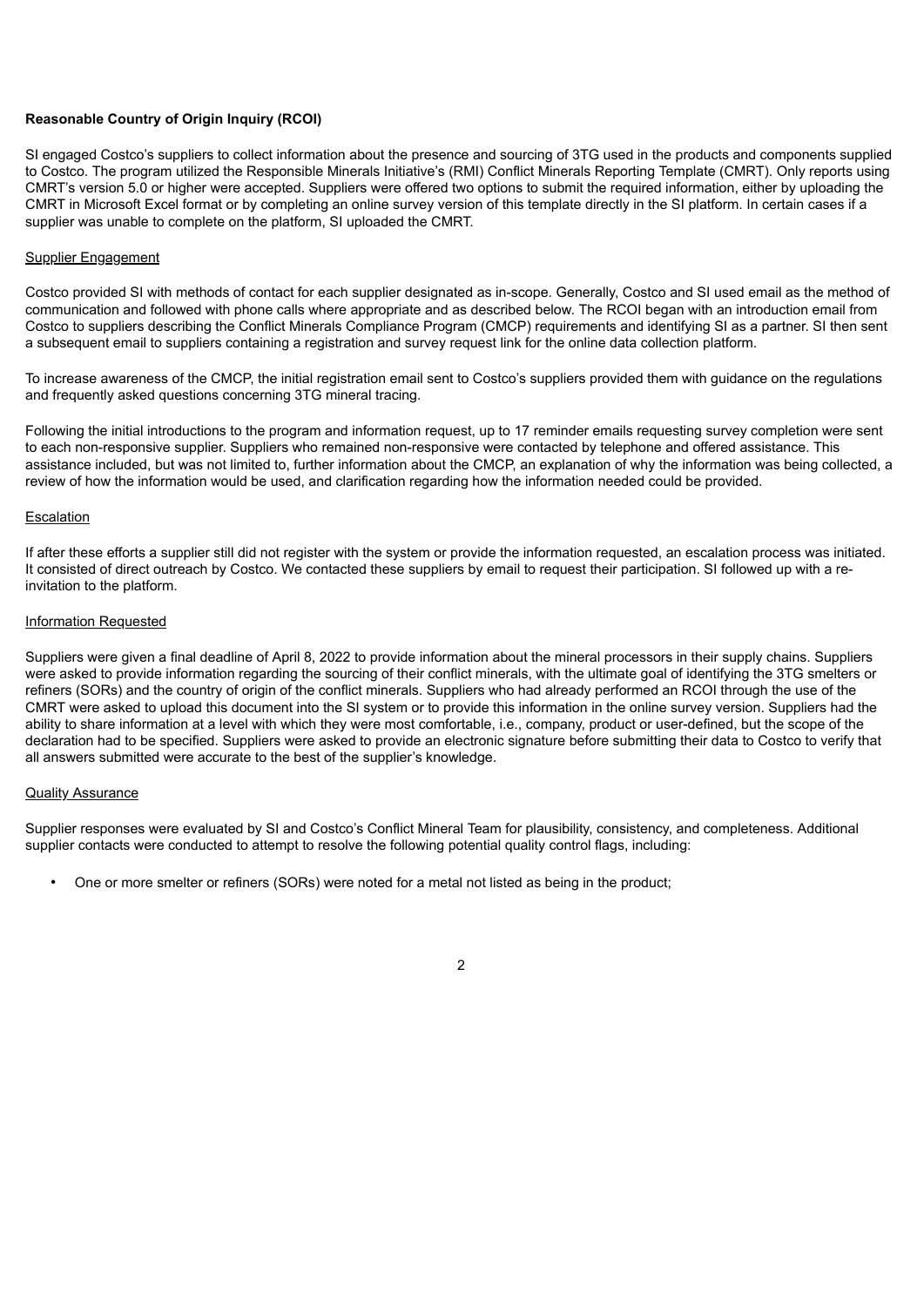**Reasonable Country of Origin Inquiry (RCOI)**

SI engaged Costco's suppliers to collect information about the presence and sourcing of 3TG used in the products and components supplied to Costco. The program utilized the Responsible Minerals Initiative's (RMI) Conflict Minerals Reporting Template (CMRT). Only reports using CMRT's version 5.0 or higher were accepted. Suppliers were offered two options to submit the required information, either by uploading the CMRT in Microsoft Excel format or by completing an online survey version of this template directly in the SI platform. In certain cases if a supplier was unable to complete on the platform, SI uploaded the CMRT.

Supplier Engagement

Costco provided SI with methods of contact for each supplier designated as in-scope. Generally, Costco and SI used email as the method of communication and followed with phone calls where appropriate and as described below. The RCOI began with an introduction email from Costco to suppliers describing the Conflict Minerals Compliance Program (CMCP) requirements and identifying SI as a partner. SI then sent a subsequent email to suppliers containing a registration and survey request link for the online data collection platform.

To increase awareness of the CMCP, the initial registration email sent to Costco's suppliers provided them with guidance on the regulations and frequently asked questions concerning 3TG mineral tracing.

Following the initial introductions to the program and information request, up to 17 reminder emails requesting survey completion were sent to each non-responsive supplier. Suppliers who remained non-responsive were contacted by telephone and offered assistance. This assistance included, but was not limited to, further information about the CMCP, an explanation of why the information was being collected, a review of how the information would be used, and clarification regarding how the information needed could be provided.

Escalation

If after these efforts a supplier still did not register with the system or provide the information requested, an escalation process was initiated. It consisted of direct outreach by Costco. We contacted these suppliers by email to request their participation. SI followed up with a re-invitation to the platform.

Information Requested

Suppliers were given a final deadline of April 8, 2022 to provide information about the mineral processors in their supply chains. Suppliers were asked to provide information regarding the sourcing of their conflict minerals, with the ultimate goal of identifying the 3TG smelters or refiners (SORs) and the country of origin of the conflict minerals. Suppliers who had already performed an RCOI through the use of the CMRT were asked to upload this document into the SI system or to provide this information in the online survey version. Suppliers had the ability to share information at a level with which they were most comfortable, i.e., company, product or user-defined, but the scope of the declaration had to be specified. Suppliers were asked to provide an electronic signature before submitting their data to Costco to verify that all answers submitted were accurate to the best of the supplier's knowledge.

Quality Assurance

Supplier responses were evaluated by SI and Costco's Conflict Mineral Team for plausibility, consistency, and completeness. Additional supplier contacts were conducted to attempt to resolve the following potential quality control flags, including:

- One or more smelter or refiners (SORs) were noted for a metal not listed as being in the product;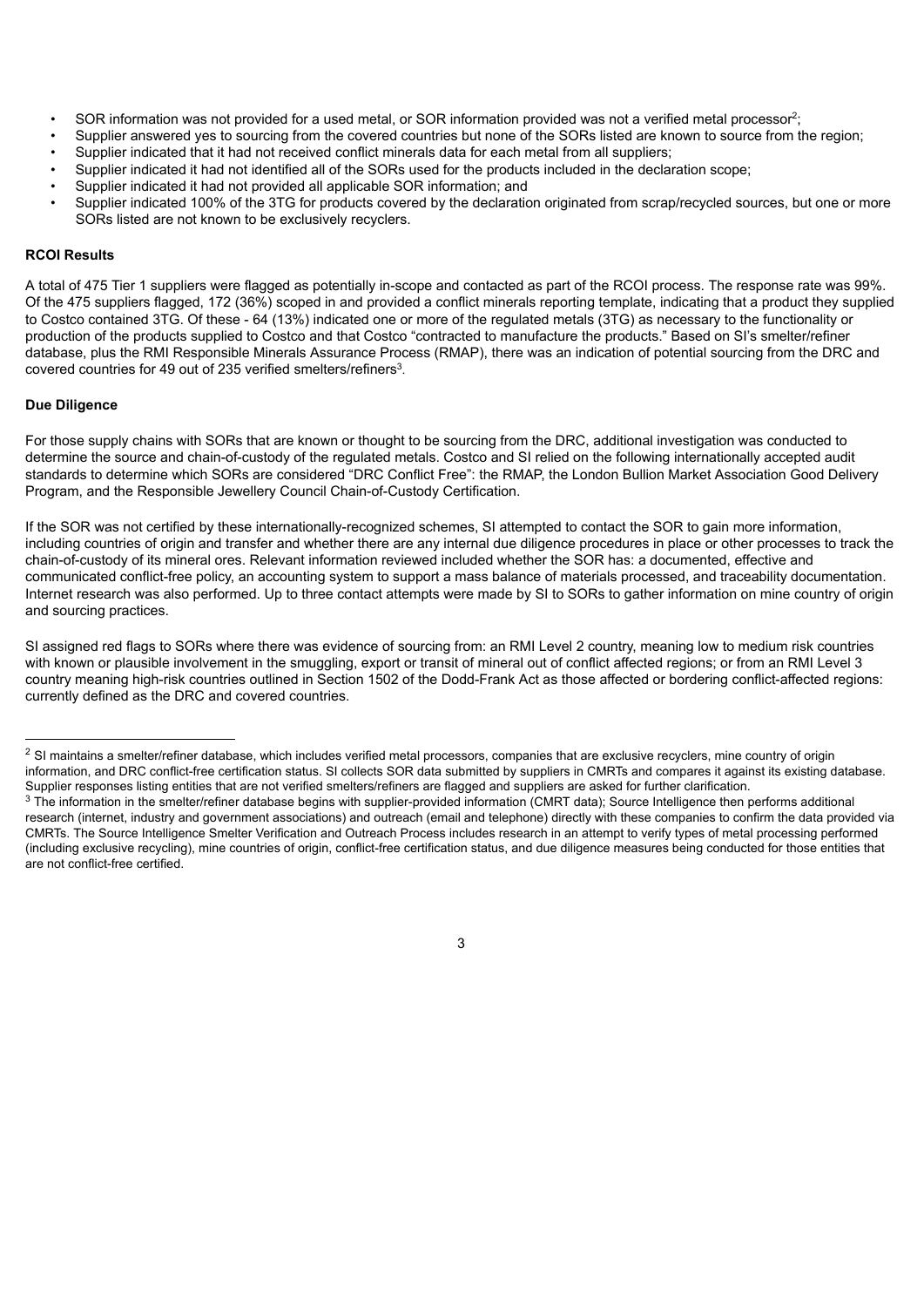- SOR information was not provided for a used metal, or SOR information provided was not a verified metal processor[2];
- Supplier answered yes to sourcing from the covered countries but none of the SORs listed are known to source from the region;
- Supplier indicated that it had not received conflict minerals data for each metal from all suppliers;
- Supplier indicated it had not identified all of the SORs used for the products included in the declaration scope;
- Supplier indicated it had not provided all applicable SOR information; and
- Supplier indicated 100% of the 3TG for products covered by the declaration originated from scrap/recycled sources, but one or more SORs listed are not known to be exclusively recyclers.

**RCOI Results**

A total of 475 Tier 1 suppliers were flagged as potentially in-scope and contacted as part of the RCOI process. The response rate was 99%. Of the 475 suppliers flagged, 172 (36%) scoped in and provided a conflict minerals reporting template, indicating that a product they supplied to Costco contained 3TG. Of these - 64 (13%) indicated one or more of the regulated metals (3TG) as necessary to the functionality or production of the products supplied to Costco and that Costco "contracted to manufacture the products." Based on SI's smelter/refiner database, plus the RMI Responsible Minerals Assurance Process (RMAP), there was an indication of potential sourcing from the DRC and covered countries for 49 out of 235 verified smelters/refiners[3].

**Due Diligence**

For those supply chains with SORs that are known or thought to be sourcing from the DRC, additional investigation was conducted to determine the source and chain-of-custody of the regulated metals. Costco and SI relied on the following internationally accepted audit standards to determine which SORs are considered "DRC Conflict Free": the RMAP, the London Bullion Market Association Good Delivery Program, and the Responsible Jewellery Council Chain-of-Custody Certification.

If the SOR was not certified by these internationally-recognized schemes, SI attempted to contact the SOR to gain more information, including countries of origin and transfer and whether there are any internal due diligence procedures in place or other processes to track the chain-of-custody of its mineral ores. Relevant information reviewed included whether the SOR has: a documented, effective and communicated conflict-free policy, an accounting system to support a mass balance of materials processed, and traceability documentation. Internet research was also performed. Up to three contact attempts were made by SI to SORs to gather information on mine country of origin and sourcing practices.

SI assigned red flags to SORs where there was evidence of sourcing from: an RMI Level 2 country, meaning low to medium risk countries with known or plausible involvement in the smuggling, export or transit of mineral out of conflict affected regions; or from an RMI Level 3 country meaning high-risk countries outlined in Section 1502 of the Dodd-Frank Act as those affected or bordering conflict-affected regions: currently defined as the DRC and covered countries.

---

[2] SI maintains a smelter/refiner database, which includes verified metal processors, companies that are exclusive recyclers, mine country of origin information, and DRC conflict-free certification status. SI collects SOR data submitted by suppliers in CMRTs and compares it against its existing database. Supplier responses listing entities that are not verified smelters/refiners are flagged and suppliers are asked for further clarification.

[3] The information in the smelter/refiner database begins with supplier-provided information (CMRT data); Source Intelligence then performs additional research (internet, industry and government associations) and outreach (email and telephone) directly with these companies to confirm the data provided via CMRTs. The Source Intelligence Smelter Verification and Outreach Process includes research in an attempt to verify types of metal processing performed (including exclusive recycling), mine countries of origin, conflict-free certification status, and due diligence measures being conducted for those entities that are not conflict-free certified.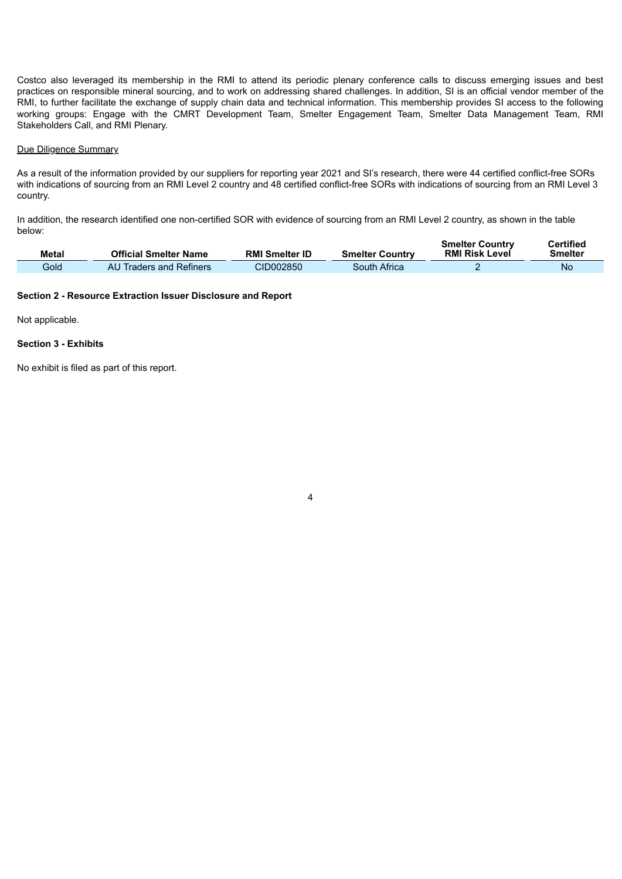Costco also leveraged its membership in the RMI to attend its periodic plenary conference calls to discuss emerging issues and best practices on responsible mineral sourcing, and to work on addressing shared challenges. In addition, SI is an official vendor member of the RMI, to further facilitate the exchange of supply chain data and technical information. This membership provides SI access to the following working groups: Engage with the CMRT Development Team, Smelter Engagement Team, Smelter Data Management Team, RMI Stakeholders Call, and RMI Plenary.

Due Diligence Summary

As a result of the information provided by our suppliers for reporting year 2021 and SI's research, there were 44 certified conflict-free SORs with indications of sourcing from an RMI Level 2 country and 48 certified conflict-free SORs with indications of sourcing from an RMI Level 3 country.

In addition, the research identified one non-certified SOR with evidence of sourcing from an RMI Level 2 country, as shown in the table below:

| Metal | Official Smelter Name | RMI Smelter ID | Smelter Country | Smelter Country RMI Risk Level | Certified Smelter |
|---|---|---|---|---|---|
| Gold | AU Traders and Refiners | CID002850 | South Africa | 2 | No |

**Section 2 - Resource Extraction Issuer Disclosure and Report**

Not applicable.

**Section 3 - Exhibits**

No exhibit is filed as part of this report.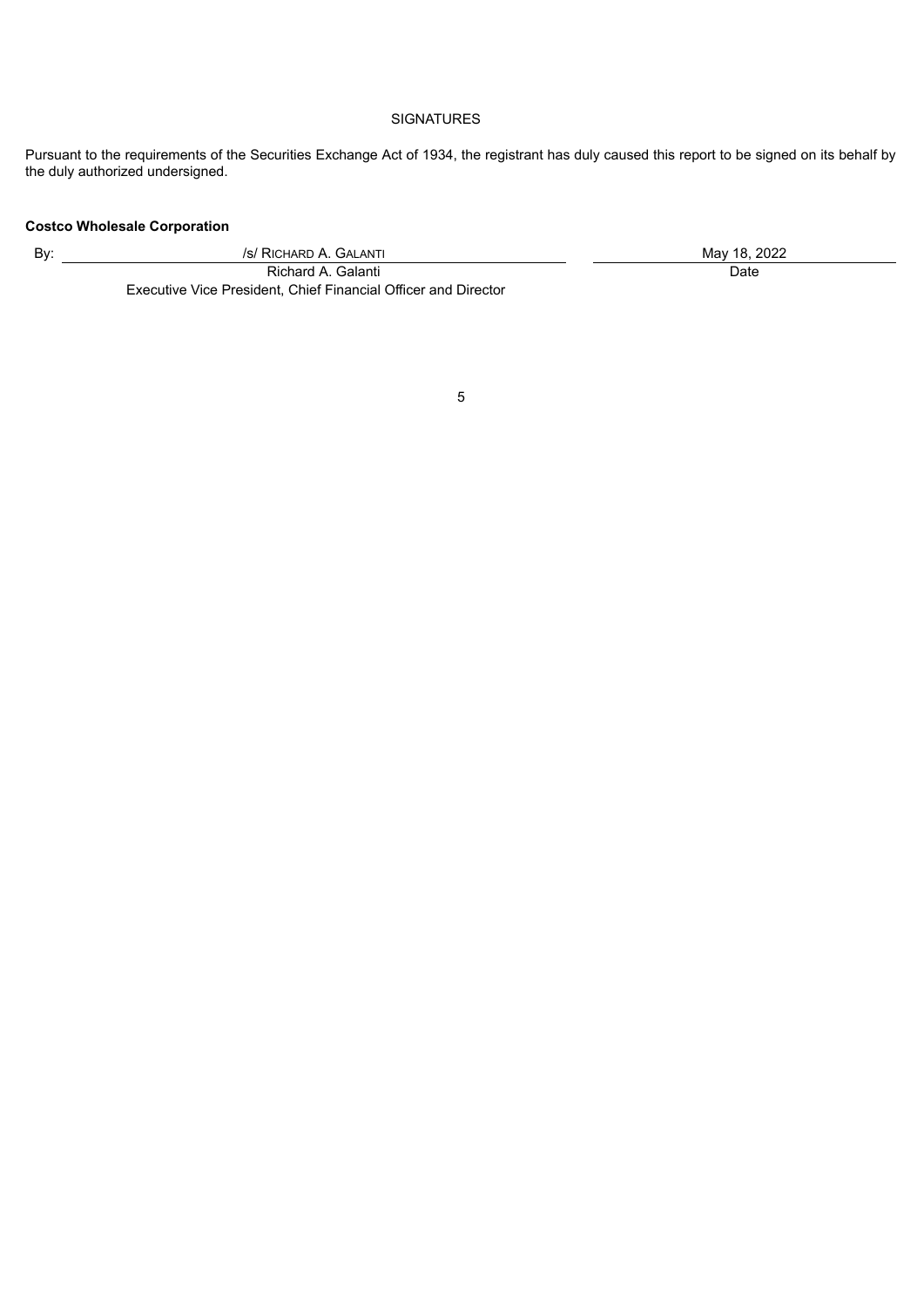SIGNATURES

Pursuant to the requirements of the Securities Exchange Act of 1934, the registrant has duly caused this report to be signed on its behalf by the duly authorized undersigned.

**Costco Wholesale Corporation**

| | | |
|---|---|---|
| By: | /s/ RICHARD A. GALANTI | May 18, 2022 |
| | Richard A. Galanti | Date |
| | Executive Vice President, Chief Financial Officer and Director | |